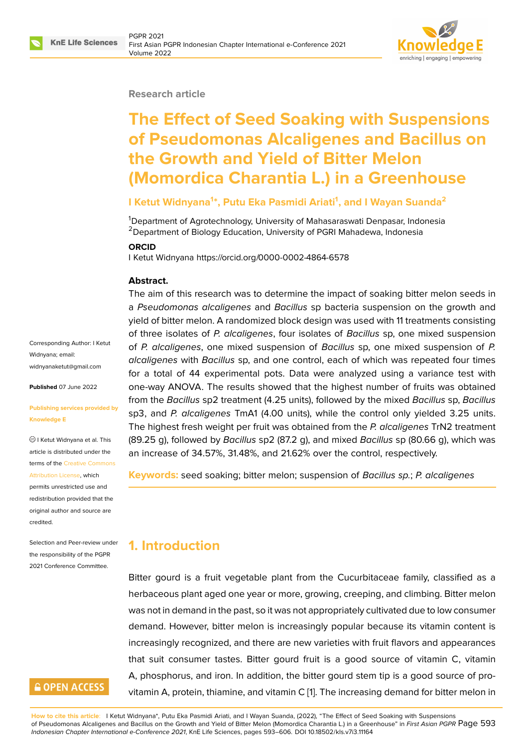Research article

# The Effect of Seed Soaking with Suspensions of Pseudomonas Alcaligenes and Bacillus on the Growth and Yield of Bitter Melon (Momordica Charantia L.) in a Greenhouse

**I Ketut Widnyana[1]*, Putu Eka Pasmidi Ariati[1], and I Wayan Suanda[2]**

[1]Department of Agrotechnology, University of Mahasaraswati Denpasar, Indonesia
[2]Department of Biology Education, University of PGRI Mahadewa, Indonesia

**ORCID**
I Ketut Widnyana https://orcid.org/0000-0002-4864-6578

Corresponding Author: I Ketut Widnyana; email: widnyanaketut@gmail.com

**Published** 07 June 2022

**Publishing services provided by Knowledge E**

© I Ketut Widnyana et al. This article is distributed under the terms of the Creative Commons Attribution License, which permits unrestricted use and redistribution provided that the original author and source are credited.

Selection and Peer-review under the responsibility of the PGPR 2021 Conference Committee.

**Abstract.**
The aim of this research was to determine the impact of soaking bitter melon seeds in a *Pseudomonas alcaligenes* and *Bacillus* sp bacteria suspension on the growth and yield of bitter melon. A randomized block design was used with 11 treatments consisting of three isolates of *P. alcaligenes*, four isolates of *Bacillus* sp, one mixed suspension of *P. alcaligenes*, one mixed suspension of *Bacillus* sp, one mixed suspension of *P. alcaligenes* with *Bacillus* sp, and one control, each of which was repeated four times for a total of 44 experimental pots. Data were analyzed using a variance test with one-way ANOVA. The results showed that the highest number of fruits was obtained from the *Bacillus* sp2 treatment (4.25 units), followed by the mixed *Bacillus* sp, *Bacillus* sp3, and *P. alcaligenes* TmA1 (4.00 units), while the control only yielded 3.25 units. The highest fresh weight per fruit was obtained from the *P. alcaligenes* TrN2 treatment (89.25 g), followed by *Bacillus* sp2 (87.2 g), and mixed *Bacillus* sp (80.66 g), which was an increase of 34.57%, 31.48%, and 21.62% over the control, respectively.

**Keywords:** seed soaking; bitter melon; suspension of *Bacillus sp.*; *P. alcaligenes*

## 1. Introduction

Bitter gourd is a fruit vegetable plant from the Cucurbitaceae family, classified as a herbaceous plant aged one year or more, growing, creeping, and climbing. Bitter melon was not in demand in the past, so it was not appropriately cultivated due to low consumer demand. However, bitter melon is increasingly popular because its vitamin content is increasingly recognized, and there are new varieties with fruit flavors and appearances that suit consumer tastes. Bitter gourd fruit is a good source of vitamin C, vitamin A, phosphorus, and iron. In addition, the bitter gourd stem tip is a good source of pro-vitamin A, protein, thiamine, and vitamin C [1]. The increasing demand for bitter melon in

**How to cite this article**: I Ketut Widnyana*, Putu Eka Pasmidi Ariati, and I Wayan Suanda, (2022), "The Effect of Seed Soaking with Suspensions of Pseudomonas Alcaligenes and Bacillus on the Growth and Yield of Bitter Melon (Momordica Charantia L.) in a Greenhouse" in *First Asian PGPR Indonesian Chapter International e-Conference 2021*, KnE Life Sciences, pages 593–606. DOI 10.18502/kls.v7i3.11164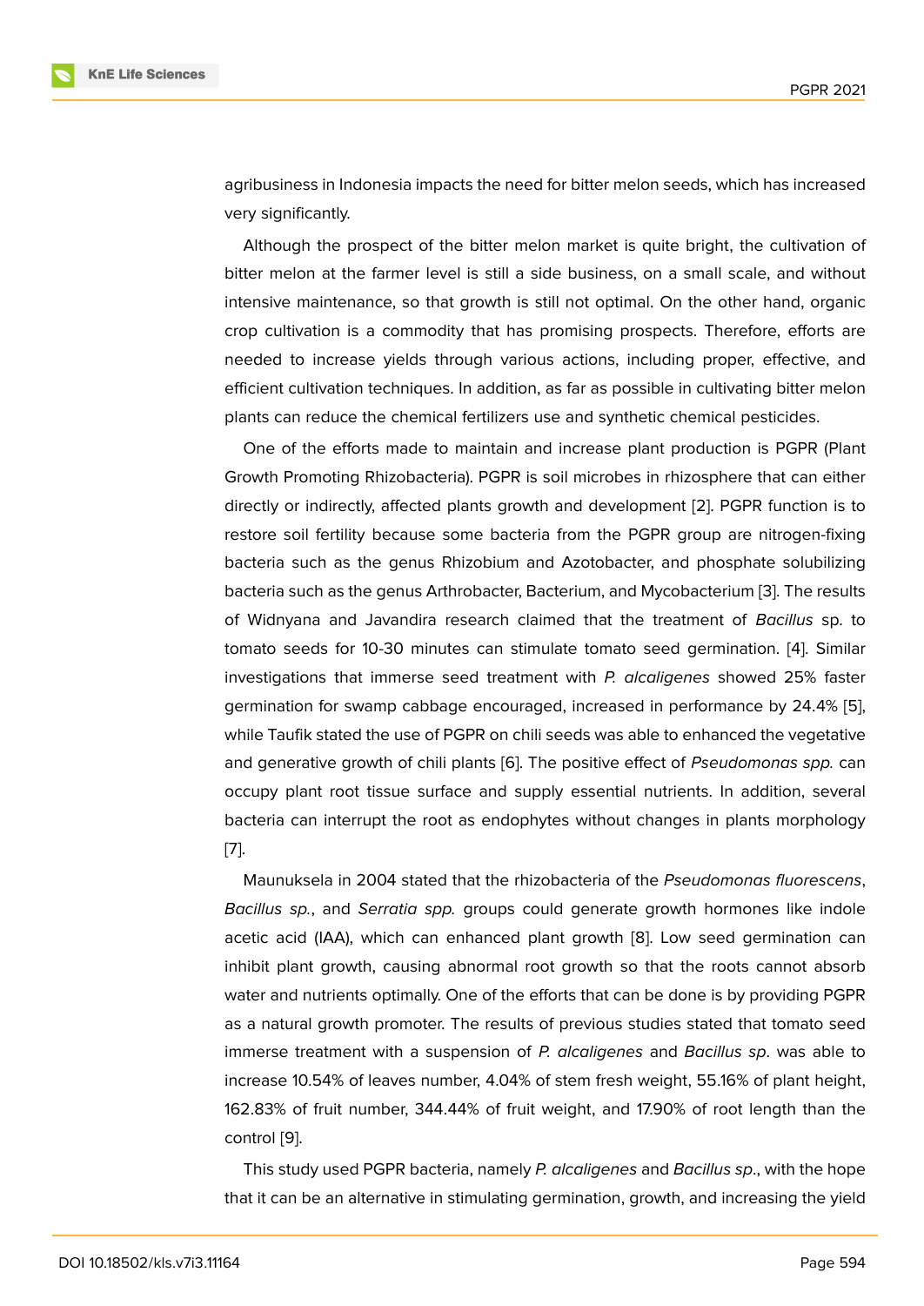agribusiness in Indonesia impacts the need for bitter melon seeds, which has increased very significantly.

Although the prospect of the bitter melon market is quite bright, the cultivation of bitter melon at the farmer level is still a side business, on a small scale, and without intensive maintenance, so that growth is still not optimal. On the other hand, organic crop cultivation is a commodity that has promising prospects. Therefore, efforts are needed to increase yields through various actions, including proper, effective, and efficient cultivation techniques. In addition, as far as possible in cultivating bitter melon plants can reduce the chemical fertilizers use and synthetic chemical pesticides.

One of the efforts made to maintain and increase plant production is PGPR (Plant Growth Promoting Rhizobacteria). PGPR is soil microbes in rhizosphere that can either directly or indirectly, affected plants growth and development [2]. PGPR function is to restore soil fertility because some bacteria from the PGPR group are nitrogen-fixing bacteria such as the genus Rhizobium and Azotobacter, and phosphate solubilizing bacteria such as the genus Arthrobacter, Bacterium, and Mycobacterium [3]. The results of Widnyana and Javandira research claimed that the treatment of *Bacillus* sp. to tomato seeds for 10-30 minutes can stimulate tomato seed germination. [4]. Similar investigations that immerse seed treatment with *P. alcaligenes* showed 25% faster germination for swamp cabbage encouraged, increased in performance by 24.4% [5], while Taufik stated the use of PGPR on chili seeds was able to enhanced the vegetative and generative growth of chili plants [6]. The positive effect of *Pseudomonas spp.* can occupy plant root tissue surface and supply essential nutrients. In addition, several bacteria can interrupt the root as endophytes without changes in plants morphology [7].

Maunuksela in 2004 stated that the rhizobacteria of the *Pseudomonas fluorescens*, *Bacillus sp.*, and *Serratia spp.* groups could generate growth hormones like indole acetic acid (IAA), which can enhanced plant growth [8]. Low seed germination can inhibit plant growth, causing abnormal root growth so that the roots cannot absorb water and nutrients optimally. One of the efforts that can be done is by providing PGPR as a natural growth promoter. The results of previous studies stated that tomato seed immerse treatment with a suspension of *P. alcaligenes* and *Bacillus sp.* was able to increase 10.54% of leaves number, 4.04% of stem fresh weight, 55.16% of plant height, 162.83% of fruit number, 344.44% of fruit weight, and 17.90% of root length than the control [9].

This study used PGPR bacteria, namely *P. alcaligenes* and *Bacillus sp.*, with the hope that it can be an alternative in stimulating germination, growth, and increasing the yield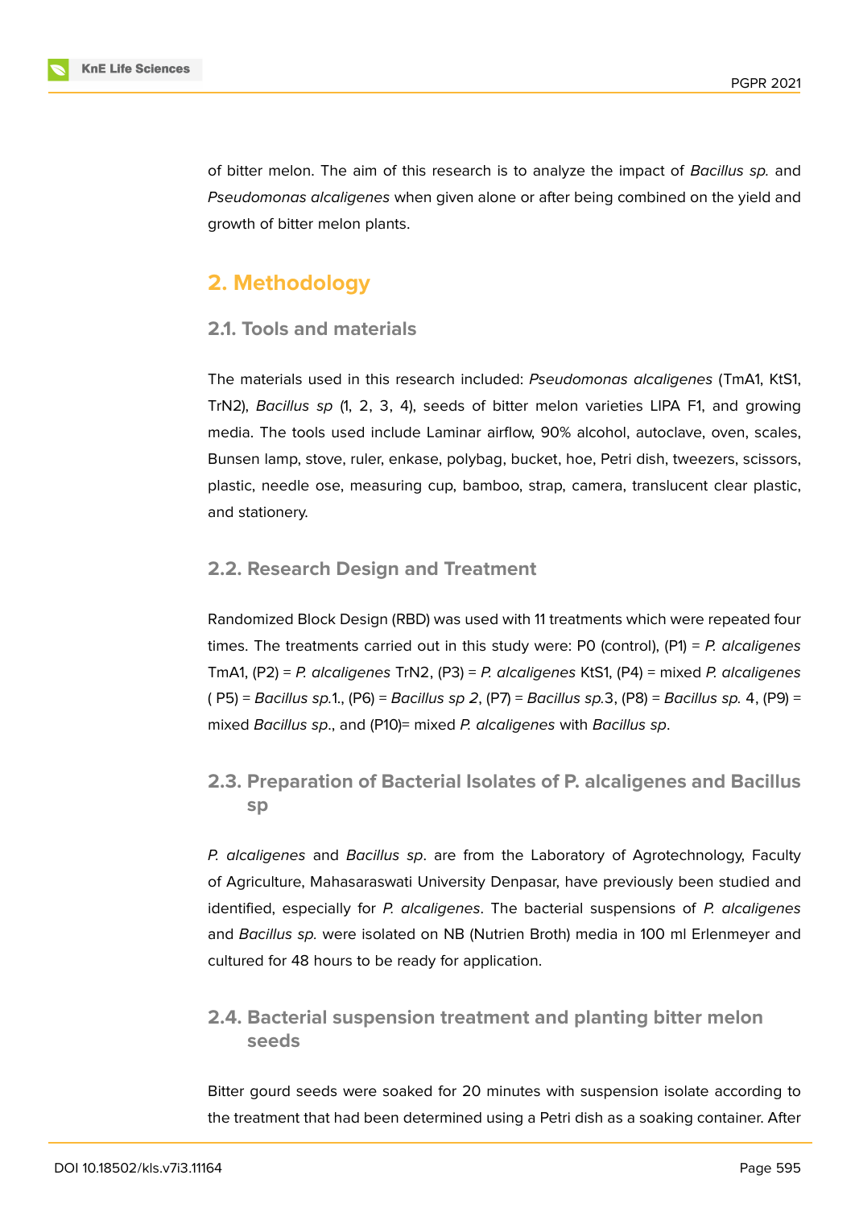of bitter melon. The aim of this research is to analyze the impact of *Bacillus sp.* and *Pseudomonas alcaligenes* when given alone or after being combined on the yield and growth of bitter melon plants.

## 2. Methodology

### 2.1. Tools and materials

The materials used in this research included: *Pseudomonas alcaligenes* (TmA1, KtS1, TrN2), *Bacillus sp* (1, 2, 3, 4), seeds of bitter melon varieties LIPA F1, and growing media. The tools used include Laminar airflow, 90% alcohol, autoclave, oven, scales, Bunsen lamp, stove, ruler, enkase, polybag, bucket, hoe, Petri dish, tweezers, scissors, plastic, needle ose, measuring cup, bamboo, strap, camera, translucent clear plastic, and stationery.

### 2.2. Research Design and Treatment

Randomized Block Design (RBD) was used with 11 treatments which were repeated four times. The treatments carried out in this study were: P0 (control), (P1) = *P. alcaligenes* TmA1, (P2) = *P. alcaligenes* TrN2, (P3) = *P. alcaligenes* KtS1, (P4) = mixed *P. alcaligenes* ( P5) = *Bacillus sp.*1., (P6) = *Bacillus sp 2*, (P7) = *Bacillus sp.*3, (P8) = *Bacillus sp.* 4, (P9) = mixed *Bacillus sp*., and (P10)= mixed *P. alcaligenes* with *Bacillus sp*.

### 2.3. Preparation of Bacterial Isolates of P. alcaligenes and Bacillus sp

*P. alcaligenes* and *Bacillus sp*. are from the Laboratory of Agrotechnology, Faculty of Agriculture, Mahasaraswati University Denpasar, have previously been studied and identified, especially for *P. alcaligenes*. The bacterial suspensions of *P. alcaligenes* and *Bacillus sp.* were isolated on NB (Nutrien Broth) media in 100 ml Erlenmeyer and cultured for 48 hours to be ready for application.

### 2.4. Bacterial suspension treatment and planting bitter melon seeds

Bitter gourd seeds were soaked for 20 minutes with suspension isolate according to the treatment that had been determined using a Petri dish as a soaking container. After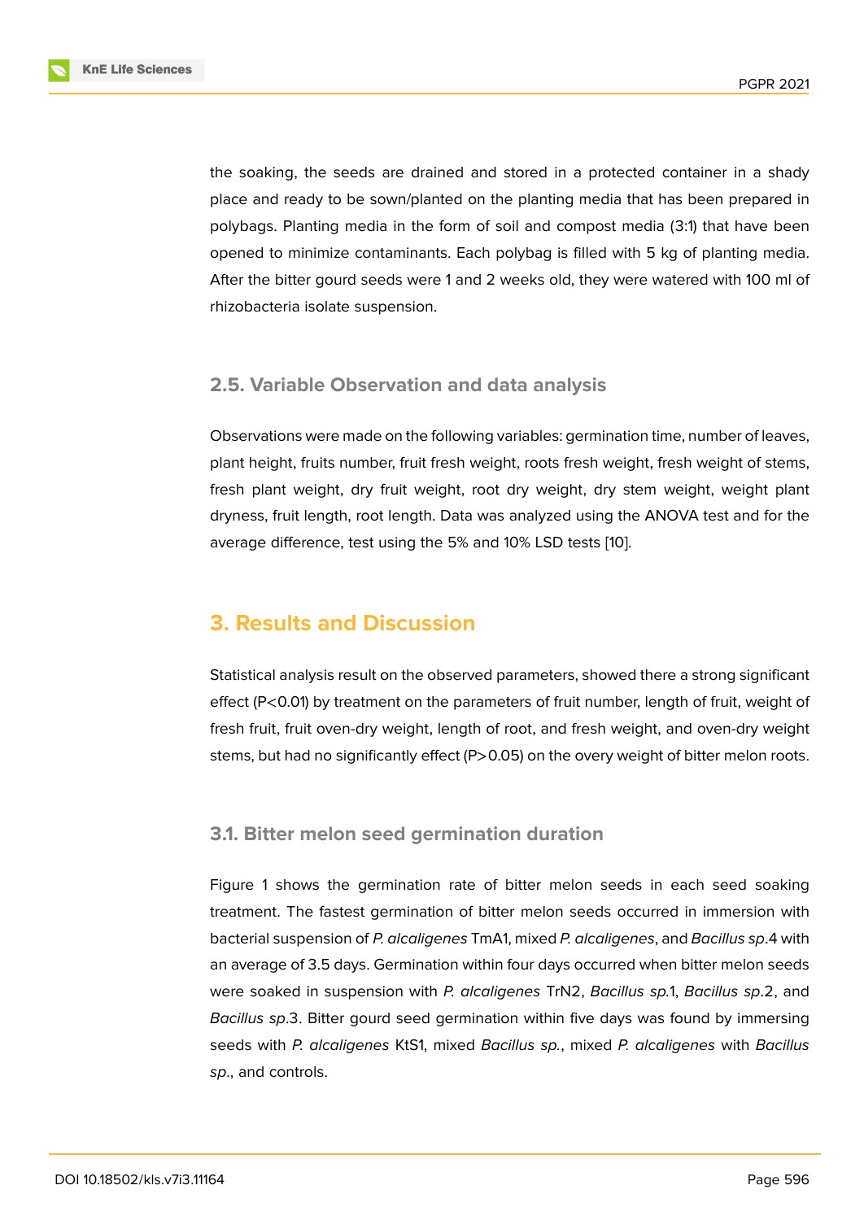the soaking, the seeds are drained and stored in a protected container in a shady place and ready to be sown/planted on the planting media that has been prepared in polybags. Planting media in the form of soil and compost media (3:1) that have been opened to minimize contaminants. Each polybag is filled with 5 kg of planting media. After the bitter gourd seeds were 1 and 2 weeks old, they were watered with 100 ml of rhizobacteria isolate suspension.

### 2.5. Variable Observation and data analysis

Observations were made on the following variables: germination time, number of leaves, plant height, fruits number, fruit fresh weight, roots fresh weight, fresh weight of stems, fresh plant weight, dry fruit weight, root dry weight, dry stem weight, weight plant dryness, fruit length, root length. Data was analyzed using the ANOVA test and for the average difference, test using the 5% and 10% LSD tests [10].

## 3. Results and Discussion

Statistical analysis result on the observed parameters, showed there a strong significant effect ($P<0.01$) by treatment on the parameters of fruit number, length of fruit, weight of fresh fruit, fruit oven-dry weight, length of root, and fresh weight, and oven-dry weight stems, but had no significantly effect ($P>0.05$) on the overy weight of bitter melon roots.

### 3.1. Bitter melon seed germination duration

Figure 1 shows the germination rate of bitter melon seeds in each seed soaking treatment. The fastest germination of bitter melon seeds occurred in immersion with bacterial suspension of *P. alcaligenes* TmA1, mixed *P. alcaligenes*, and *Bacillus sp*.4 with an average of 3.5 days. Germination within four days occurred when bitter melon seeds were soaked in suspension with *P. alcaligenes* TrN2, *Bacillus sp*.1, *Bacillus sp*.2, and *Bacillus sp*.3. Bitter gourd seed germination within five days was found by immersing seeds with *P. alcaligenes* KtS1, mixed *Bacillus sp.*, mixed *P. alcaligenes* with *Bacillus sp.*, and controls.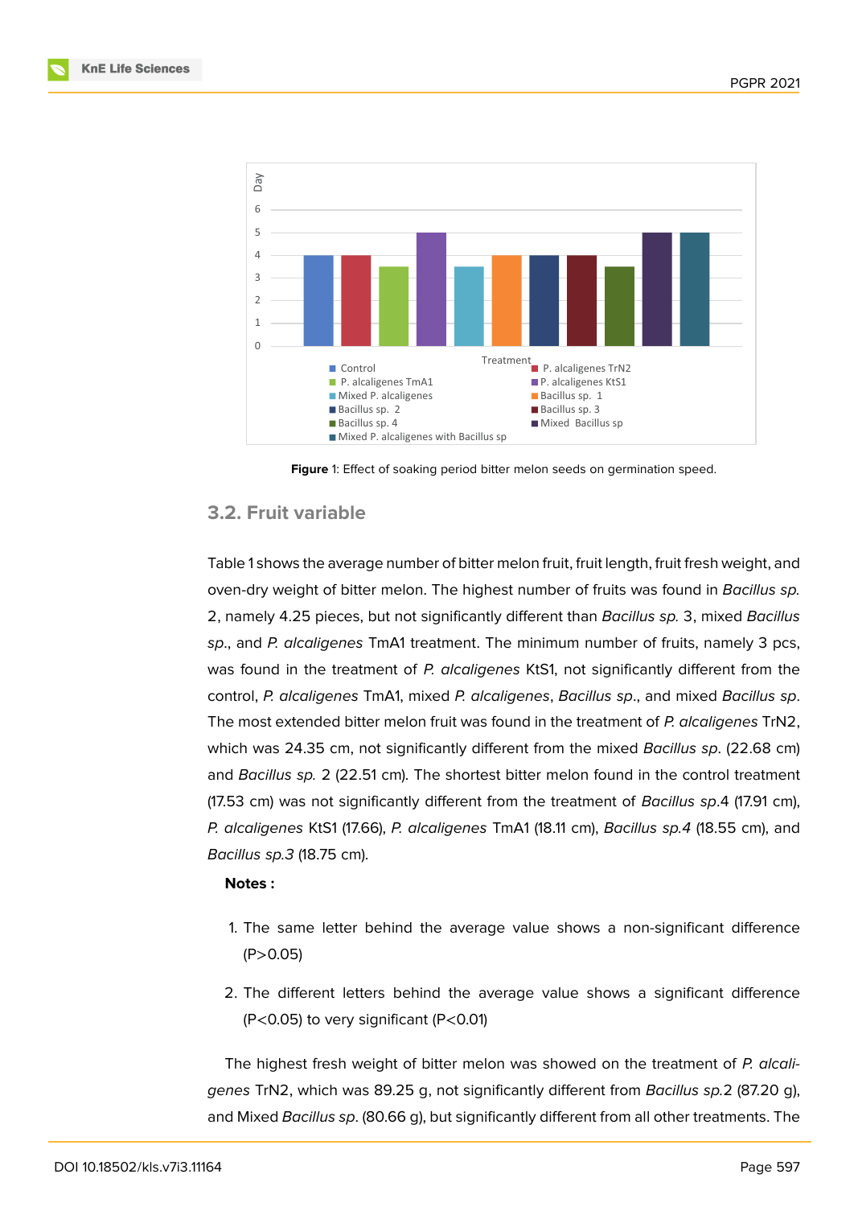Figure 1: Effect of soaking period bitter melon seeds on germination speed.

## 3.2. Fruit variable

Table 1 shows the average number of bitter melon fruit, fruit length, fruit fresh weight, and oven-dry weight of bitter melon. The highest number of fruits was found in *Bacillus sp.* 2, namely 4.25 pieces, but not significantly different than *Bacillus sp.* 3, mixed *Bacillus sp.*, and *P. alcaligenes* TmA1 treatment. The minimum number of fruits, namely 3 pcs, was found in the treatment of *P. alcaligenes* KtS1, not significantly different from the control, *P. alcaligenes* TmA1, mixed *P. alcaligenes*, *Bacillus sp.*, and mixed *Bacillus sp.* The most extended bitter melon fruit was found in the treatment of *P. alcaligenes* TrN2, which was 24.35 cm, not significantly different from the mixed *Bacillus sp.* (22.68 cm) and *Bacillus sp.* 2 (22.51 cm). The shortest bitter melon found in the control treatment (17.53 cm) was not significantly different from the treatment of *Bacillus sp.*4 (17.91 cm), *P. alcaligenes* KtS1 (17.66), *P. alcaligenes* TmA1 (18.11 cm), *Bacillus sp.4* (18.55 cm), and *Bacillus sp.3* (18.75 cm).

**Notes :**

1. The same letter behind the average value shows a non-significant difference (P>0.05)
2. The different letters behind the average value shows a significant difference (P<0.05) to very significant (P<0.01)

The highest fresh weight of bitter melon was showed on the treatment of *P. alcaligenes* TrN2, which was 89.25 g, not significantly different from *Bacillus sp.*2 (87.20 g), and Mixed *Bacillus sp.* (80.66 g), but significantly different from all other treatments. The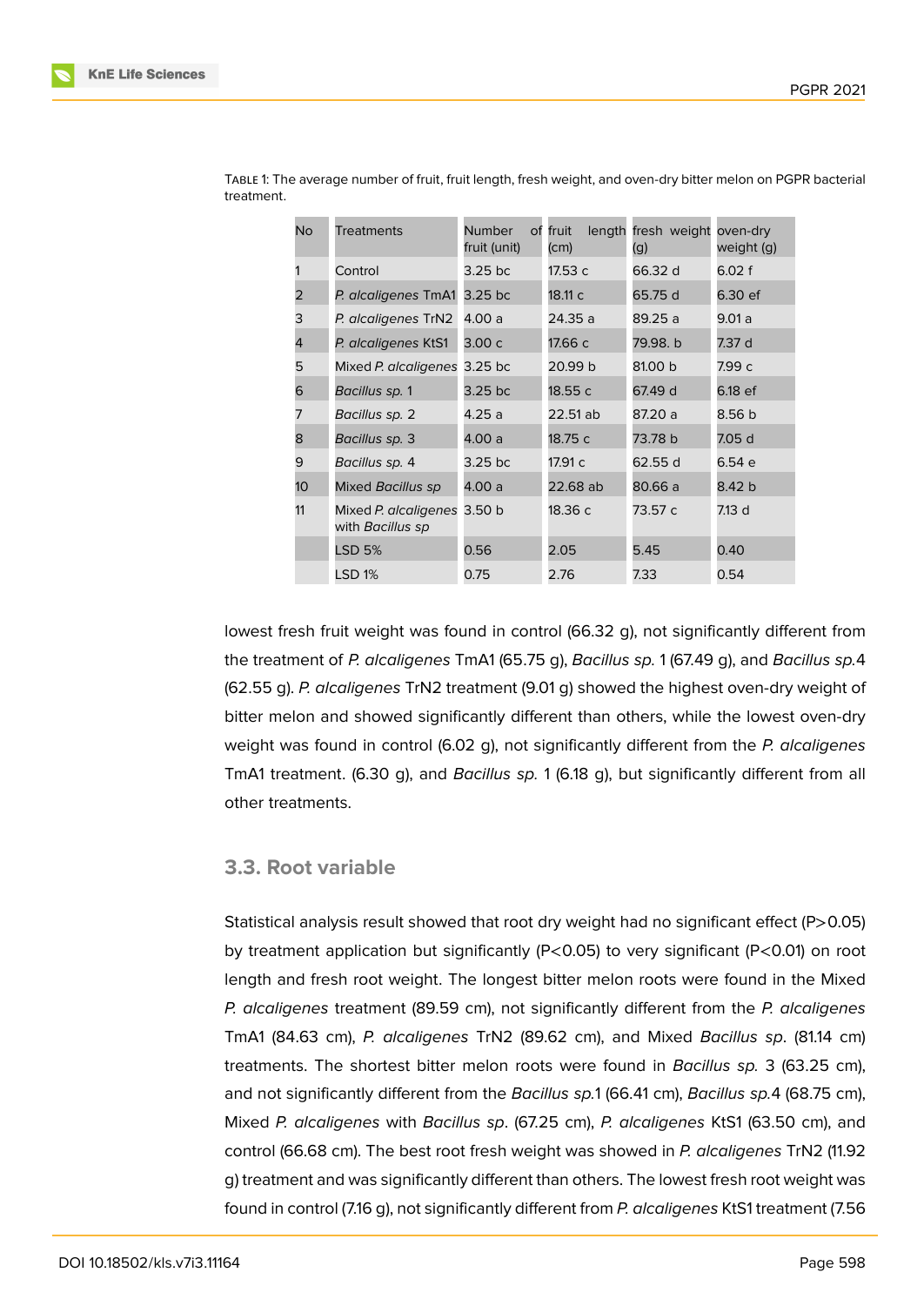Table 1: The average number of fruit, fruit length, fresh weight, and oven-dry bitter melon on PGPR bacterial treatment.

| No | Treatments | Number of fruit (unit) | fruit length (cm) | fresh weight (g) | oven-dry weight (g) |
|---|---|---|---|---|---|
| 1 | Control | 3.25 bc | 17.53 c | 66.32 d | 6.02 f |
| 2 | *P. alcaligenes* TmA1 | 3.25 bc | 18.11 c | 65.75 d | 6.30 ef |
| 3 | *P. alcaligenes* TrN2 | 4.00 a | 24.35 a | 89.25 a | 9.01 a |
| 4 | *P. alcaligenes* KtS1 | 3.00 c | 17.66 c | 79.98. b | 7.37 d |
| 5 | Mixed *P. alcaligenes* | 3.25 bc | 20.99 b | 81.00 b | 7.99 c |
| 6 | *Bacillus sp.* 1 | 3.25 bc | 18.55 c | 67.49 d | 6.18 ef |
| 7 | *Bacillus sp.* 2 | 4.25 a | 22.51 ab | 87.20 a | 8.56 b |
| 8 | *Bacillus sp.* 3 | 4.00 a | 18.75 c | 73.78 b | 7.05 d |
| 9 | *Bacillus sp.* 4 | 3.25 bc | 17.91 c | 62.55 d | 6.54 e |
| 10 | Mixed *Bacillus sp* | 4.00 a | 22.68 ab | 80.66 a | 8.42 b |
| 11 | Mixed *P. alcaligenes* with *Bacillus sp* | 3.50 b | 18.36 c | 73.57 c | 7.13 d |
| | LSD 5% | 0.56 | 2.05 | 5.45 | 0.40 |
| | LSD 1% | 0.75 | 2.76 | 7.33 | 0.54 |

lowest fresh fruit weight was found in control (66.32 g), not significantly different from the treatment of *P. alcaligenes* TmA1 (65.75 g), *Bacillus sp.* 1 (67.49 g), and *Bacillus sp.*4 (62.55 g). *P. alcaligenes* TrN2 treatment (9.01 g) showed the highest oven-dry weight of bitter melon and showed significantly different than others, while the lowest oven-dry weight was found in control (6.02 g), not significantly different from the *P. alcaligenes* TmA1 treatment. (6.30 g), and *Bacillus sp.* 1 (6.18 g), but significantly different from all other treatments.

### 3.3. Root variable

Statistical analysis result showed that root dry weight had no significant effect ($P>0.05$) by treatment application but significantly ($P<0.05$) to very significant ($P<0.01$) on root length and fresh root weight. The longest bitter melon roots were found in the Mixed *P. alcaligenes* treatment (89.59 cm), not significantly different from the *P. alcaligenes* TmA1 (84.63 cm), *P. alcaligenes* TrN2 (89.62 cm), and Mixed *Bacillus sp*. (81.14 cm) treatments. The shortest bitter melon roots were found in *Bacillus sp.* 3 (63.25 cm), and not significantly different from the *Bacillus sp.*1 (66.41 cm), *Bacillus sp.*4 (68.75 cm), Mixed *P. alcaligenes* with *Bacillus sp*. (67.25 cm), *P. alcaligenes* KtS1 (63.50 cm), and control (66.68 cm). The best root fresh weight was showed in *P. alcaligenes* TrN2 (11.92 g) treatment and was significantly different than others. The lowest fresh root weight was found in control (7.16 g), not significantly different from *P. alcaligenes* KtS1 treatment (7.56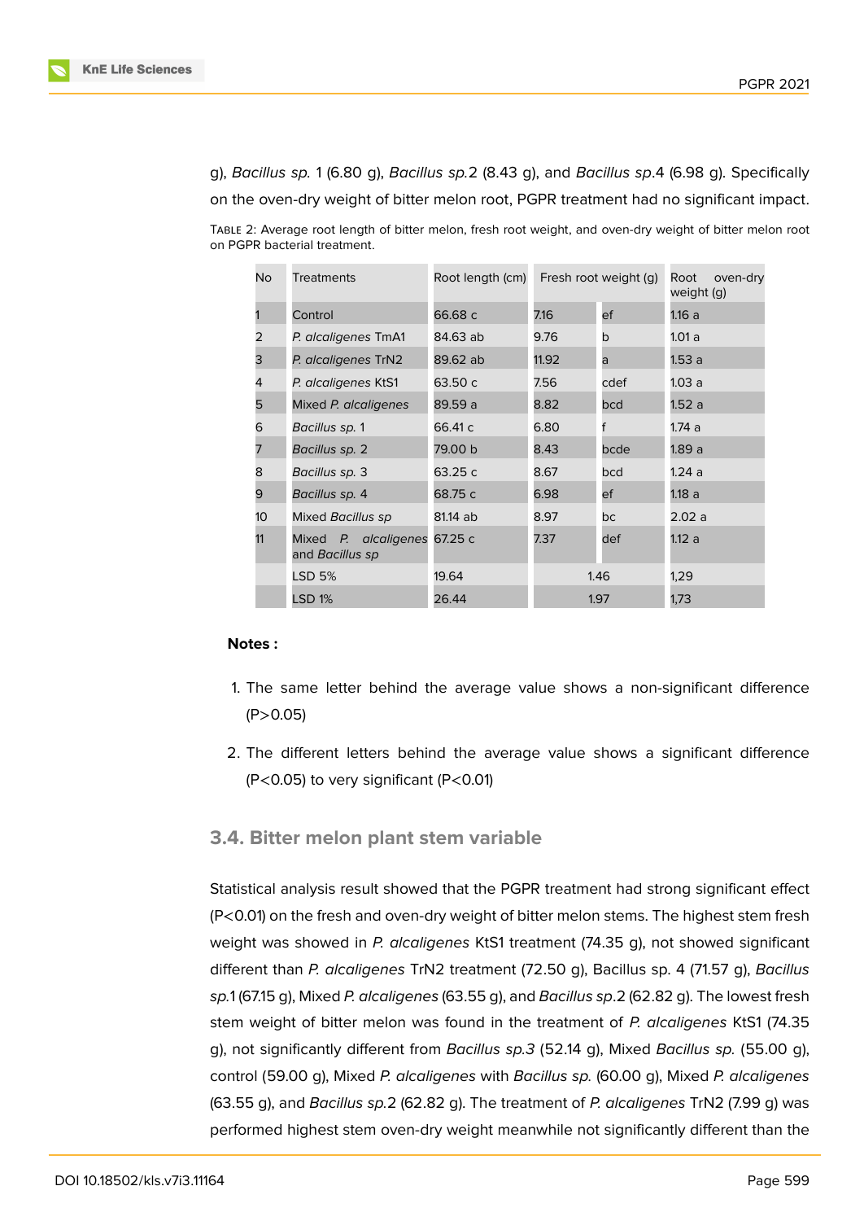g), *Bacillus sp.* 1 (6.80 g), *Bacillus sp.*2 (8.43 g), and *Bacillus sp.*4 (6.98 g). Specifically on the oven-dry weight of bitter melon root, PGPR treatment had no significant impact.

TABLE 2: Average root length of bitter melon, fresh root weight, and oven-dry weight of bitter melon root on PGPR bacterial treatment.

| No | Treatments | Root length (cm) | Fresh root weight (g) | | Root oven-dry weight (g) |
|---|---|---|---|---|---|
| 1 | Control | 66.68 c | 7.16 | ef | 1.16 a |
| 2 | *P. alcaligenes* TmA1 | 84.63 ab | 9.76 | b | 1.01 a |
| 3 | *P. alcaligenes* TrN2 | 89.62 ab | 11.92 | a | 1.53 a |
| 4 | *P. alcaligenes* KtS1 | 63.50 c | 7.56 | cdef | 1.03 a |
| 5 | Mixed *P. alcaligenes* | 89.59 a | 8.82 | bcd | 1.52 a |
| 6 | *Bacillus sp.* 1 | 66.41 c | 6.80 | f | 1.74 a |
| 7 | *Bacillus sp.* 2 | 79.00 b | 8.43 | bcde | 1.89 a |
| 8 | *Bacillus sp.* 3 | 63.25 c | 8.67 | bcd | 1.24 a |
| 9 | *Bacillus sp.* 4 | 68.75 c | 6.98 | ef | 1.18 a |
| 10 | Mixed *Bacillus sp* | 81.14 ab | 8.97 | bc | 2.02 a |
| 11 | Mixed *P. alcaligenes* and *Bacillus sp* | 67.25 c | 7.37 | def | 1.12 a |
| | LSD 5% | 19.64 | 1.46 | | 1,29 |
| | LSD 1% | 26.44 | 1.97 | | 1,73 |

**Notes :**

1. The same letter behind the average value shows a non-significant difference (P>0.05)
2. The different letters behind the average value shows a significant difference (P<0.05) to very significant (P<0.01)

### 3.4. Bitter melon plant stem variable

Statistical analysis result showed that the PGPR treatment had strong significant effect (P<0.01) on the fresh and oven-dry weight of bitter melon stems. The highest stem fresh weight was showed in *P. alcaligenes* KtS1 treatment (74.35 g), not showed significant different than *P. alcaligenes* TrN2 treatment (72.50 g), Bacillus sp. 4 (71.57 g), *Bacillus sp.*1 (67.15 g), Mixed *P. alcaligenes* (63.55 g), and *Bacillus sp.*2 (62.82 g). The lowest fresh stem weight of bitter melon was found in the treatment of *P. alcaligenes* KtS1 (74.35 g), not significantly different from *Bacillus sp.3* (52.14 g), Mixed *Bacillus sp.* (55.00 g), control (59.00 g), Mixed *P. alcaligenes* with *Bacillus sp.* (60.00 g), Mixed *P. alcaligenes* (63.55 g), and *Bacillus sp.*2 (62.82 g). The treatment of *P. alcaligenes* TrN2 (7.99 g) was performed highest stem oven-dry weight meanwhile not significantly different than the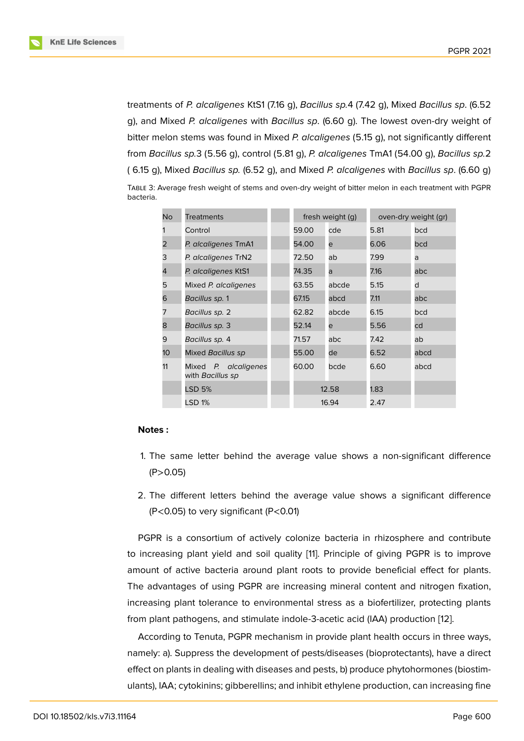treatments of *P. alcaligenes* KtS1 (7.16 g), *Bacillus sp.*4 (7.42 g), Mixed *Bacillus sp*. (6.52 g), and Mixed *P. alcaligenes* with *Bacillus sp*. (6.60 g). The lowest oven-dry weight of bitter melon stems was found in Mixed *P. alcaligenes* (5.15 g), not significantly different from *Bacillus sp.*3 (5.56 g), control (5.81 g), *P. alcaligenes* TmA1 (54.00 g), *Bacillus sp.*2 ( 6.15 g), Mixed *Bacillus sp.* (6.52 g), and Mixed *P. alcaligenes* with *Bacillus sp*. (6.60 g)

Table 3: Average fresh weight of stems and oven-dry weight of bitter melon in each treatment with PGPR bacteria.

| No | Treatments | | fresh weight (g) | | oven-dry weight (gr) | |
|---|---|---|---|---|---|---|
| 1 | Control | | 59.00 | cde | 5.81 | bcd |
| 2 | *P. alcaligenes* TmA1 | | 54.00 | e | 6.06 | bcd |
| 3 | *P. alcaligenes* TrN2 | | 72.50 | ab | 7.99 | a |
| 4 | *P. alcaligenes* KtS1 | | 74.35 | a | 7.16 | abc |
| 5 | Mixed *P. alcaligenes* | | 63.55 | abcde | 5.15 | d |
| 6 | *Bacillus sp.* 1 | | 67.15 | abcd | 7.11 | abc |
| 7 | *Bacillus sp.* 2 | | 62.82 | abcde | 6.15 | bcd |
| 8 | *Bacillus sp.* 3 | | 52.14 | e | 5.56 | cd |
| 9 | *Bacillus sp.* 4 | | 71.57 | abc | 7.42 | ab |
| 10 | Mixed *Bacillus sp* | | 55.00 | de | 6.52 | abcd |
| 11 | Mixed *P. alcaligenes* with *Bacillus sp* | | 60.00 | bcde | 6.60 | abcd |
| | LSD 5% | | 12.58 | | 1.83 | |
| | LSD 1% | | 16.94 | | 2.47 | |

**Notes :**

1. The same letter behind the average value shows a non-significant difference (P>0.05)

2. The different letters behind the average value shows a significant difference (P<0.05) to very significant (P<0.01)

PGPR is a consortium of actively colonize bacteria in rhizosphere and contribute to increasing plant yield and soil quality [11]. Principle of giving PGPR is to improve amount of active bacteria around plant roots to provide beneficial effect for plants. The advantages of using PGPR are increasing mineral content and nitrogen fixation, increasing plant tolerance to environmental stress as a biofertilizer, protecting plants from plant pathogens, and stimulate indole-3-acetic acid (IAA) production [12].

According to Tenuta, PGPR mechanism in provide plant health occurs in three ways, namely: a). Suppress the development of pests/diseases (bioprotectants), have a direct effect on plants in dealing with diseases and pests, b) produce phytohormones (biostimulants), IAA; cytokinins; gibberellins; and inhibit ethylene production, can increasing fine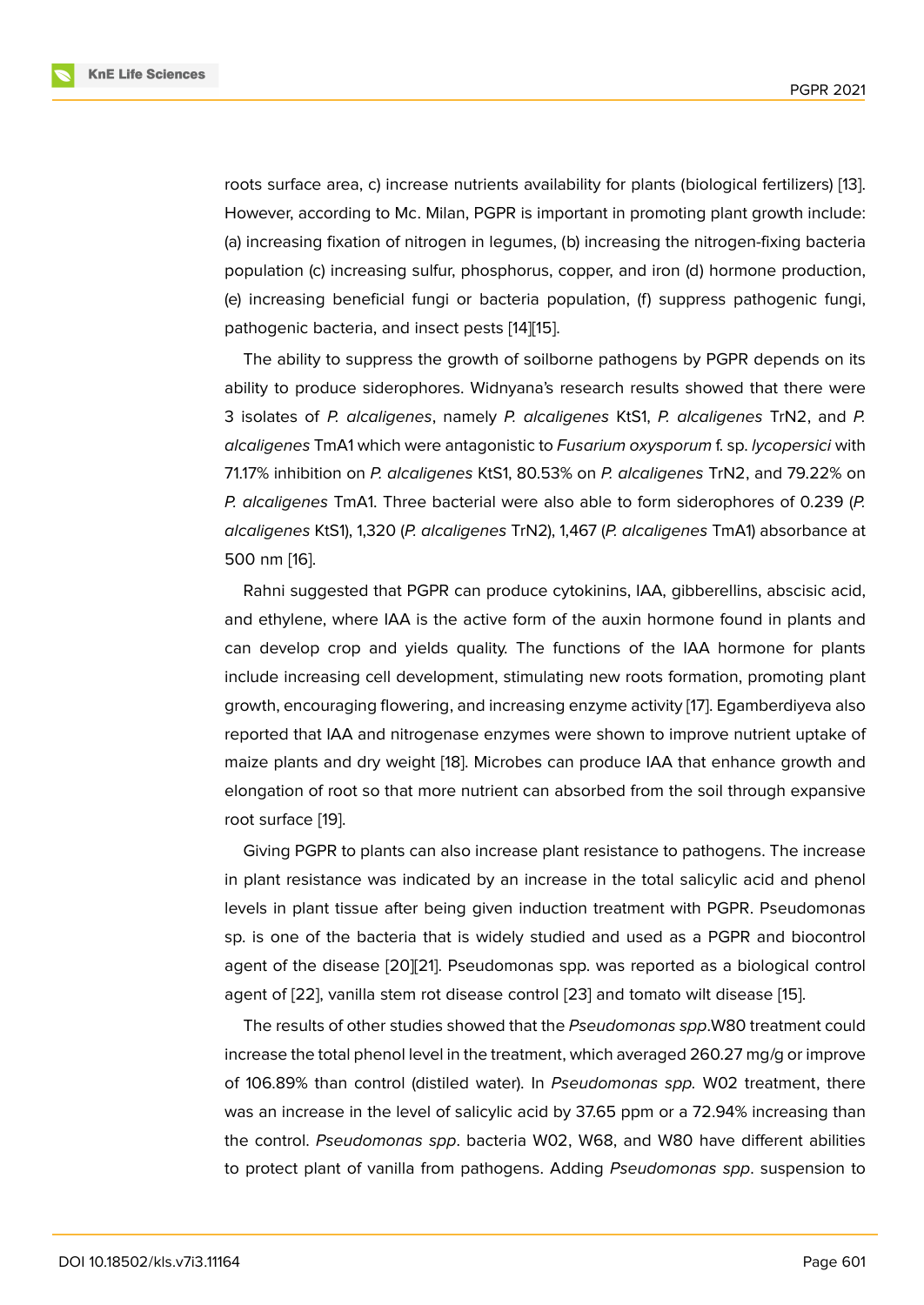roots surface area, c) increase nutrients availability for plants (biological fertilizers) [13]. However, according to Mc. Milan, PGPR is important in promoting plant growth include: (a) increasing fixation of nitrogen in legumes, (b) increasing the nitrogen-fixing bacteria population (c) increasing sulfur, phosphorus, copper, and iron (d) hormone production, (e) increasing beneficial fungi or bacteria population, (f) suppress pathogenic fungi, pathogenic bacteria, and insect pests [14][15].

The ability to suppress the growth of soilborne pathogens by PGPR depends on its ability to produce siderophores. Widnyana's research results showed that there were 3 isolates of *P. alcaligenes*, namely *P. alcaligenes* KtS1, *P. alcaligenes* TrN2, and *P. alcaligenes* TmA1 which were antagonistic to *Fusarium oxysporum* f. sp. *lycopersici* with 71.17% inhibition on *P. alcaligenes* KtS1, 80.53% on *P. alcaligenes* TrN2, and 79.22% on *P. alcaligenes* TmA1. Three bacterial were also able to form siderophores of 0.239 (*P. alcaligenes* KtS1), 1,320 (*P. alcaligenes* TrN2), 1,467 (*P. alcaligenes* TmA1) absorbance at 500 nm [16].

Rahni suggested that PGPR can produce cytokinins, IAA, gibberellins, abscisic acid, and ethylene, where IAA is the active form of the auxin hormone found in plants and can develop crop and yields quality. The functions of the IAA hormone for plants include increasing cell development, stimulating new roots formation, promoting plant growth, encouraging flowering, and increasing enzyme activity [17]. Egamberdiyeva also reported that IAA and nitrogenase enzymes were shown to improve nutrient uptake of maize plants and dry weight [18]. Microbes can produce IAA that enhance growth and elongation of root so that more nutrient can absorbed from the soil through expansive root surface [19].

Giving PGPR to plants can also increase plant resistance to pathogens. The increase in plant resistance was indicated by an increase in the total salicylic acid and phenol levels in plant tissue after being given induction treatment with PGPR. Pseudomonas sp. is one of the bacteria that is widely studied and used as a PGPR and biocontrol agent of the disease [20][21]. Pseudomonas spp. was reported as a biological control agent of [22], vanilla stem rot disease control [23] and tomato wilt disease [15].

The results of other studies showed that the *Pseudomonas spp*.W80 treatment could increase the total phenol level in the treatment, which averaged 260.27 mg/g or improve of 106.89% than control (distiled water). In *Pseudomonas spp.* W02 treatment, there was an increase in the level of salicylic acid by 37.65 ppm or a 72.94% increasing than the control. *Pseudomonas spp*. bacteria W02, W68, and W80 have different abilities to protect plant of vanilla from pathogens. Adding *Pseudomonas spp*. suspension to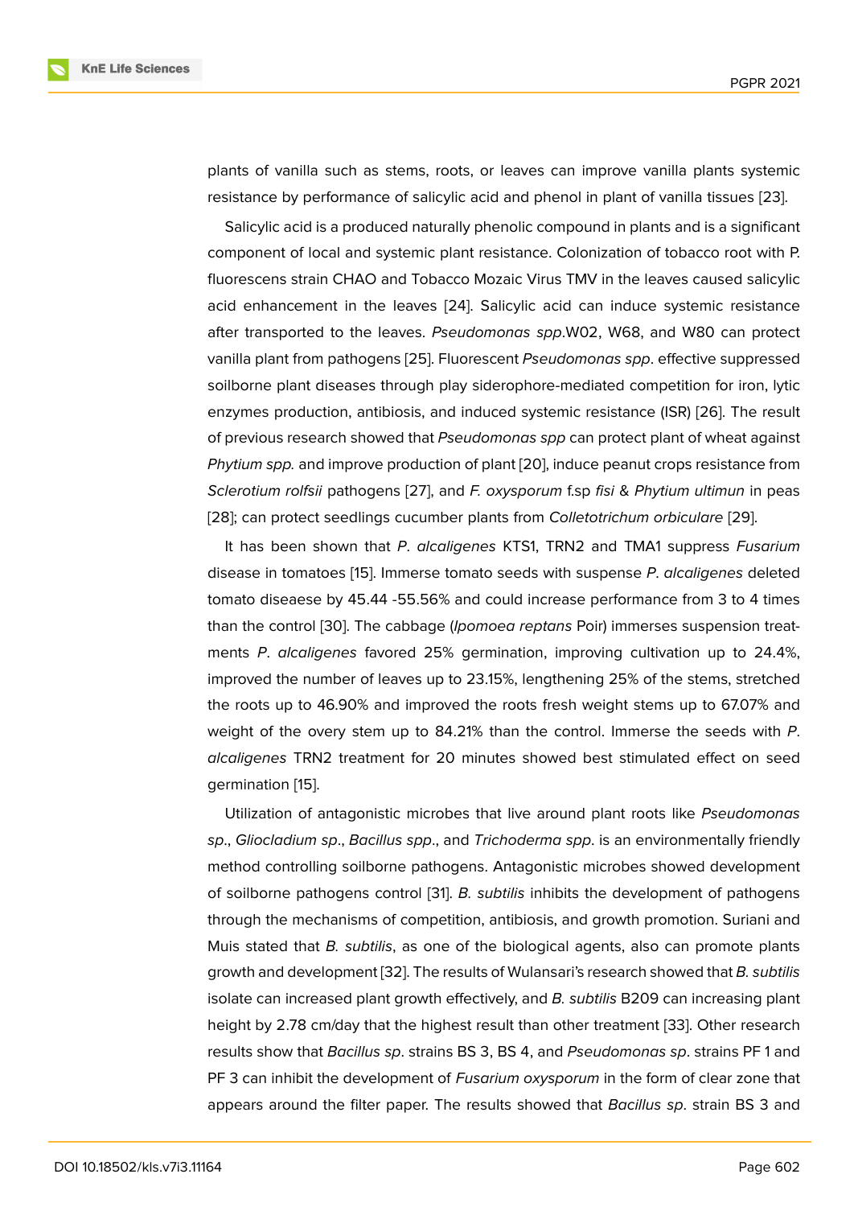plants of vanilla such as stems, roots, or leaves can improve vanilla plants systemic resistance by performance of salicylic acid and phenol in plant of vanilla tissues [23].

Salicylic acid is a produced naturally phenolic compound in plants and is a significant component of local and systemic plant resistance. Colonization of tobacco root with P. fluorescens strain CHAO and Tobacco Mozaic Virus TMV in the leaves caused salicylic acid enhancement in the leaves [24]. Salicylic acid can induce systemic resistance after transported to the leaves. *Pseudomonas spp*.W02, W68, and W80 can protect vanilla plant from pathogens [25]. Fluorescent *Pseudomonas spp*. effective suppressed soilborne plant diseases through play siderophore-mediated competition for iron, lytic enzymes production, antibiosis, and induced systemic resistance (ISR) [26]. The result of previous research showed that *Pseudomonas spp* can protect plant of wheat against *Phytium spp.* and improve production of plant [20], induce peanut crops resistance from *Sclerotium rolfsii* pathogens [27], and *F. oxysporum* f.sp *fisi* & *Phytium ultimun* in peas [28]; can protect seedlings cucumber plants from *Colletotrichum orbiculare* [29].

It has been shown that *P. alcaligenes* KTS1, TRN2 and TMA1 suppress *Fusarium* disease in tomatoes [15]. Immerse tomato seeds with suspense *P. alcaligenes* deleted tomato diseaese by 45.44 -55.56% and could increase performance from 3 to 4 times than the control [30]. The cabbage (*Ipomoea reptans* Poir) immerses suspension treatments *P. alcaligenes* favored 25% germination, improving cultivation up to 24.4%, improved the number of leaves up to 23.15%, lengthening 25% of the stems, stretched the roots up to 46.90% and improved the roots fresh weight stems up to 67.07% and weight of the overy stem up to 84.21% than the control. Immerse the seeds with *P. alcaligenes* TRN2 treatment for 20 minutes showed best stimulated effect on seed germination [15].

Utilization of antagonistic microbes that live around plant roots like *Pseudomonas sp*., *Gliocladium sp*., *Bacillus spp*., and *Trichoderma spp*. is an environmentally friendly method controlling soilborne pathogens. Antagonistic microbes showed development of soilborne pathogens control [31]. *B. subtilis* inhibits the development of pathogens through the mechanisms of competition, antibiosis, and growth promotion. Suriani and Muis stated that *B. subtilis*, as one of the biological agents, also can promote plants growth and development [32]. The results of Wulansari's research showed that *B. subtilis* isolate can increased plant growth effectively, and *B. subtilis* B209 can increasing plant height by 2.78 cm/day that the highest result than other treatment [33]. Other research results show that *Bacillus sp*. strains BS 3, BS 4, and *Pseudomonas sp*. strains PF 1 and PF 3 can inhibit the development of *Fusarium oxysporum* in the form of clear zone that appears around the filter paper. The results showed that *Bacillus sp*. strain BS 3 and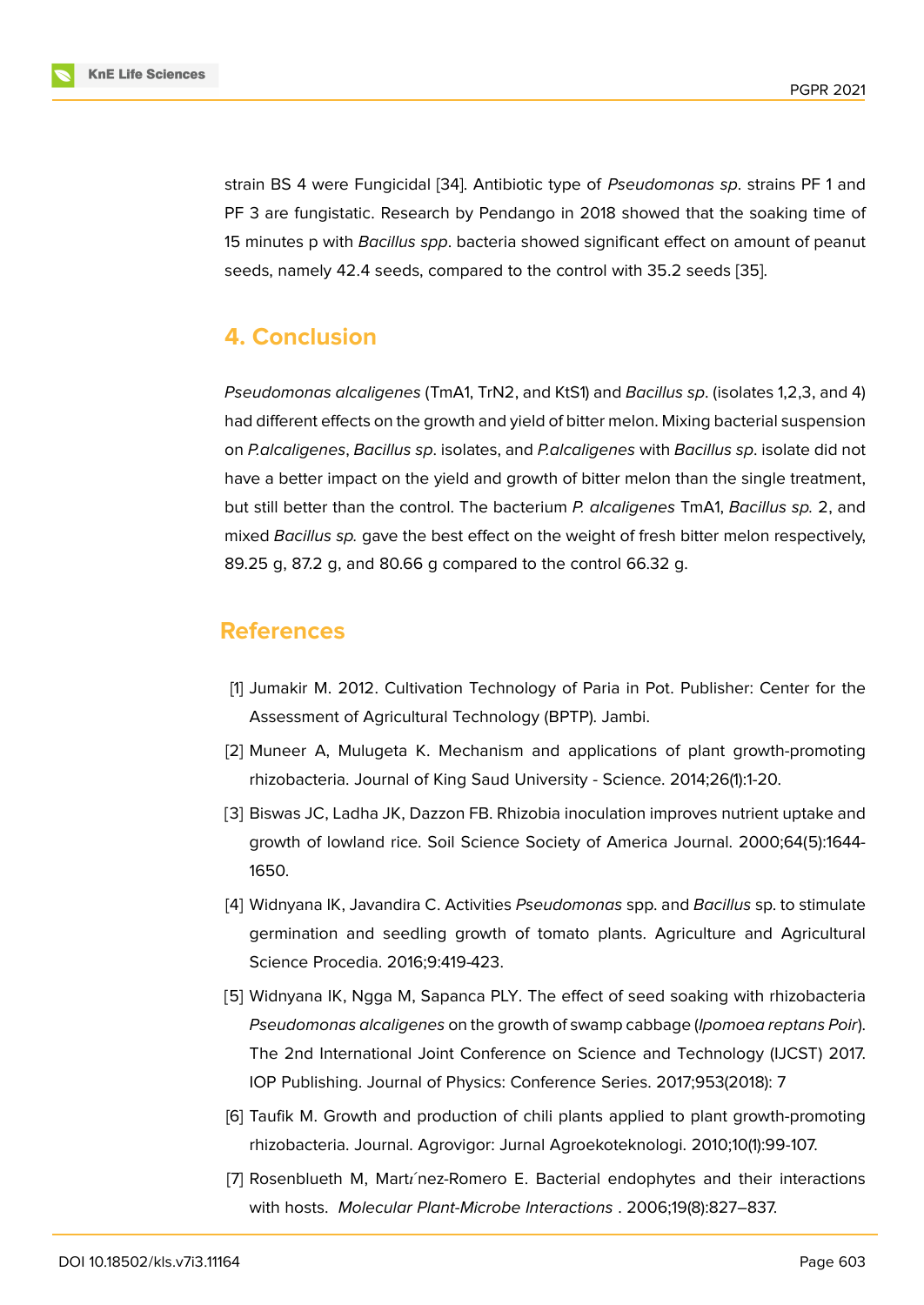strain BS 4 were Fungicidal [34]. Antibiotic type of *Pseudomonas sp*. strains PF 1 and PF 3 are fungistatic. Research by Pendango in 2018 showed that the soaking time of 15 minutes p with *Bacillus spp*. bacteria showed significant effect on amount of peanut seeds, namely 42.4 seeds, compared to the control with 35.2 seeds [35].

## 4. Conclusion

*Pseudomonas alcaligenes* (TmA1, TrN2, and KtS1) and *Bacillus sp*. (isolates 1,2,3, and 4) had different effects on the growth and yield of bitter melon. Mixing bacterial suspension on *P.alcaligenes*, *Bacillus sp*. isolates, and *P.alcaligenes* with *Bacillus sp*. isolate did not have a better impact on the yield and growth of bitter melon than the single treatment, but still better than the control. The bacterium *P. alcaligenes* TmA1, *Bacillus sp.* 2, and mixed *Bacillus sp.* gave the best effect on the weight of fresh bitter melon respectively, 89.25 g, 87.2 g, and 80.66 g compared to the control 66.32 g.

## References

[1] Jumakir M. 2012. Cultivation Technology of Paria in Pot. Publisher: Center for the Assessment of Agricultural Technology (BPTP). Jambi.

[2] Muneer A, Mulugeta K. Mechanism and applications of plant growth-promoting rhizobacteria. Journal of King Saud University - Science. 2014;26(1):1-20.

[3] Biswas JC, Ladha JK, Dazzon FB. Rhizobia inoculation improves nutrient uptake and growth of lowland rice. Soil Science Society of America Journal. 2000;64(5):1644-1650.

[4] Widnyana IK, Javandira C. Activities *Pseudomonas* spp. and *Bacillus* sp. to stimulate germination and seedling growth of tomato plants. Agriculture and Agricultural Science Procedia. 2016;9:419-423.

[5] Widnyana IK, Ngga M, Sapanca PLY. The effect of seed soaking with rhizobacteria *Pseudomonas alcaligenes* on the growth of swamp cabbage (*Ipomoea reptans Poir*). The 2nd International Joint Conference on Science and Technology (IJCST) 2017. IOP Publishing. Journal of Physics: Conference Series. 2017;953(2018): 7

[6] Taufik M. Growth and production of chili plants applied to plant growth-promoting rhizobacteria. Journal. Agrovigor: Jurnal Agroekoteknologi. 2010;10(1):99-107.

[7] Rosenblueth M, Martı́nez-Romero E. Bacterial endophytes and their interactions with hosts. *Molecular Plant-Microbe Interactions* . 2006;19(8):827–837.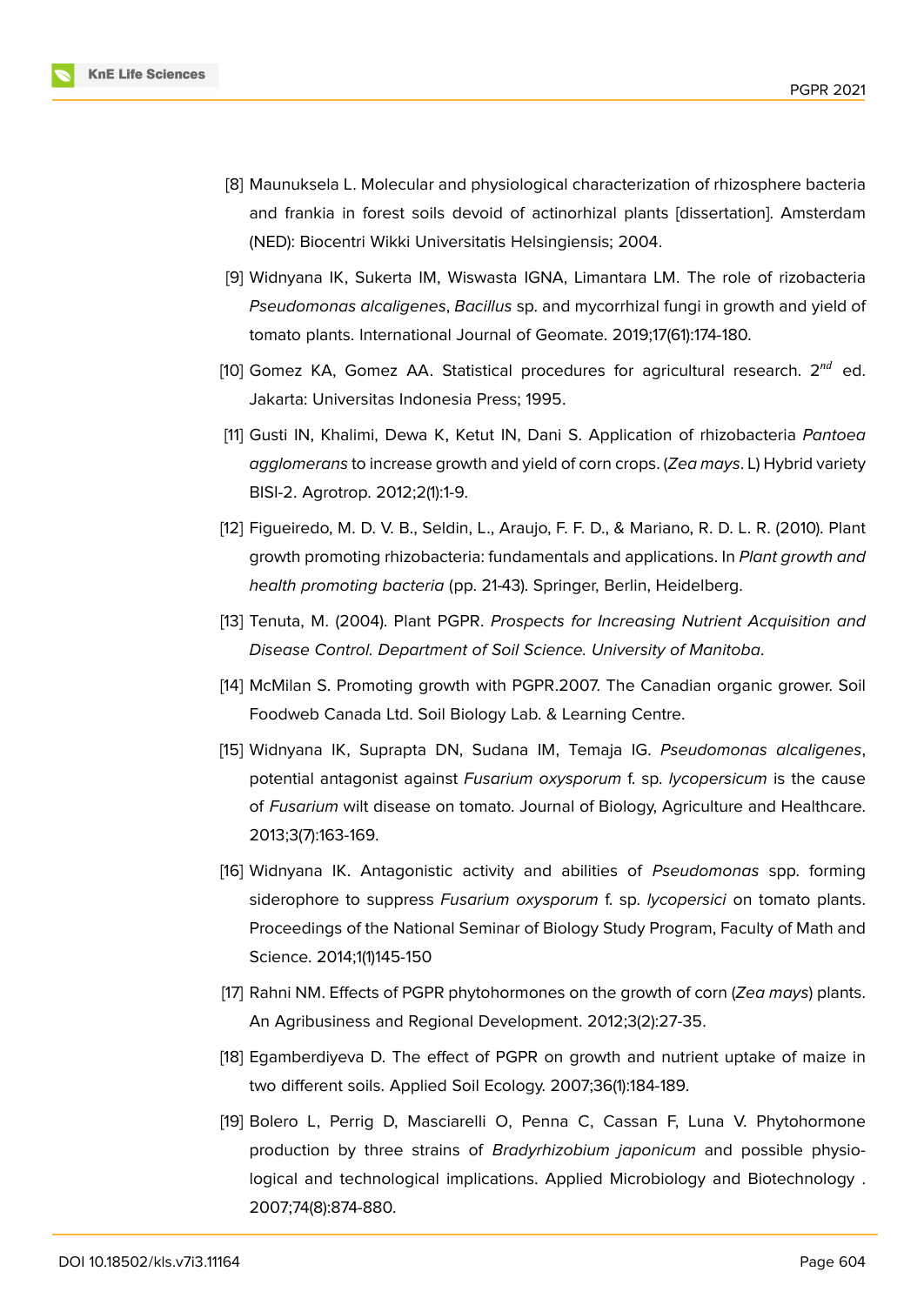[8] Maunuksela L. Molecular and physiological characterization of rhizosphere bacteria and frankia in forest soils devoid of actinorhizal plants [dissertation]. Amsterdam (NED): Biocentri Wikki Universitatis Helsingiensis; 2004.

[9] Widnyana IK, Sukerta IM, Wiswasta IGNA, Limantara LM. The role of rizobacteria *Pseudomonas alcaligenes*, *Bacillus* sp. and mycorrhizal fungi in growth and yield of tomato plants. International Journal of Geomate. 2019;17(61):174-180.

[10] Gomez KA, Gomez AA. Statistical procedures for agricultural research. $2^{nd}$ ed. Jakarta: Universitas Indonesia Press; 1995.

[11] Gusti IN, Khalimi, Dewa K, Ketut IN, Dani S. Application of rhizobacteria *Pantoea agglomerans* to increase growth and yield of corn crops. (*Zea mays*. L) Hybrid variety BISI-2. Agrotrop. 2012;2(1):1-9.

[12] Figueiredo, M. D. V. B., Seldin, L., Araujo, F. F. D., & Mariano, R. D. L. R. (2010). Plant growth promoting rhizobacteria: fundamentals and applications. In *Plant growth and health promoting bacteria* (pp. 21-43). Springer, Berlin, Heidelberg.

[13] Tenuta, M. (2004). Plant PGPR. *Prospects for Increasing Nutrient Acquisition and Disease Control. Department of Soil Science. University of Manitoba*.

[14] McMilan S. Promoting growth with PGPR.2007. The Canadian organic grower. Soil Foodweb Canada Ltd. Soil Biology Lab. & Learning Centre.

[15] Widnyana IK, Suprapta DN, Sudana IM, Temaja IG. *Pseudomonas alcaligenes*, potential antagonist against *Fusarium oxysporum* f. sp. *lycopersicum* is the cause of *Fusarium* wilt disease on tomato. Journal of Biology, Agriculture and Healthcare. 2013;3(7):163-169.

[16] Widnyana IK. Antagonistic activity and abilities of *Pseudomonas* spp. forming siderophore to suppress *Fusarium oxysporum* f. sp. *lycopersici* on tomato plants. Proceedings of the National Seminar of Biology Study Program, Faculty of Math and Science. 2014;1(1)145-150

[17] Rahni NM. Effects of PGPR phytohormones on the growth of corn (*Zea mays*) plants. An Agribusiness and Regional Development. 2012;3(2):27-35.

[18] Egamberdiyeva D. The effect of PGPR on growth and nutrient uptake of maize in two different soils. Applied Soil Ecology. 2007;36(1):184-189.

[19] Bolero L, Perrig D, Masciarelli O, Penna C, Cassan F, Luna V. Phytohormone production by three strains of *Bradyrhizobium japonicum* and possible physiological and technological implications. Applied Microbiology and Biotechnology . 2007;74(8):874-880.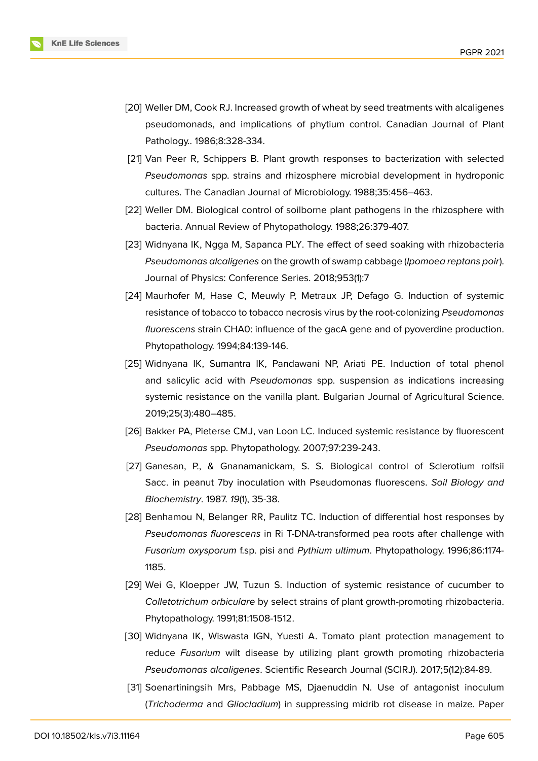[20] Weller DM, Cook RJ. Increased growth of wheat by seed treatments with alcaligenes pseudomonads, and implications of phytium control. Canadian Journal of Plant Pathology.. 1986;8:328-334.

[21] Van Peer R, Schippers B. Plant growth responses to bacterization with selected *Pseudomonas* spp. strains and rhizosphere microbial development in hydroponic cultures. The Canadian Journal of Microbiology. 1988;35:456–463.

[22] Weller DM. Biological control of soilborne plant pathogens in the rhizosphere with bacteria. Annual Review of Phytopathology. 1988;26:379-407.

[23] Widnyana IK, Ngga M, Sapanca PLY. The effect of seed soaking with rhizobacteria *Pseudomonas alcaligenes* on the growth of swamp cabbage (*Ipomoea reptans poir*). Journal of Physics: Conference Series. 2018;953(1):7

[24] Maurhofer M, Hase C, Meuwly P, Metraux JP, Defago G. Induction of systemic resistance of tobacco to tobacco necrosis virus by the root-colonizing *Pseudomonas fluorescens* strain CHA0: influence of the gacA gene and of pyoverdine production. Phytopathology. 1994;84:139-146.

[25] Widnyana IK, Sumantra IK, Pandawani NP, Ariati PE. Induction of total phenol and salicylic acid with *Pseudomonas* spp. suspension as indications increasing systemic resistance on the vanilla plant. Bulgarian Journal of Agricultural Science. 2019;25(3):480–485.

[26] Bakker PA, Pieterse CMJ, van Loon LC. Induced systemic resistance by fluorescent *Pseudomonas* spp. Phytopathology. 2007;97:239-243.

[27] Ganesan, P., & Gnanamanickam, S. S. Biological control of Sclerotium rolfsii Sacc. in peanut 7by inoculation with Pseudomonas fluorescens. *Soil Biology and Biochemistry*. 1987. *19*(1), 35-38.

[28] Benhamou N, Belanger RR, Paulitz TC. Induction of differential host responses by *Pseudomonas fluorescens* in Ri T-DNA-transformed pea roots after challenge with *Fusarium oxysporum* f.sp. pisi and *Pythium ultimum*. Phytopathology. 1996;86:1174-1185.

[29] Wei G, Kloepper JW, Tuzun S. Induction of systemic resistance of cucumber to *Colletotrichum orbiculare* by select strains of plant growth-promoting rhizobacteria. Phytopathology. 1991;81:1508-1512.

[30] Widnyana IK, Wiswasta IGN, Yuesti A. Tomato plant protection management to reduce *Fusarium* wilt disease by utilizing plant growth promoting rhizobacteria *Pseudomonas alcaligenes*. Scientific Research Journal (SCIRJ). 2017;5(12):84-89.

[31] Soenartiningsih Mrs, Pabbage MS, Djaenuddin N. Use of antagonist inoculum (*Trichoderma* and *Gliocladium*) in suppressing midrib rot disease in maize. Paper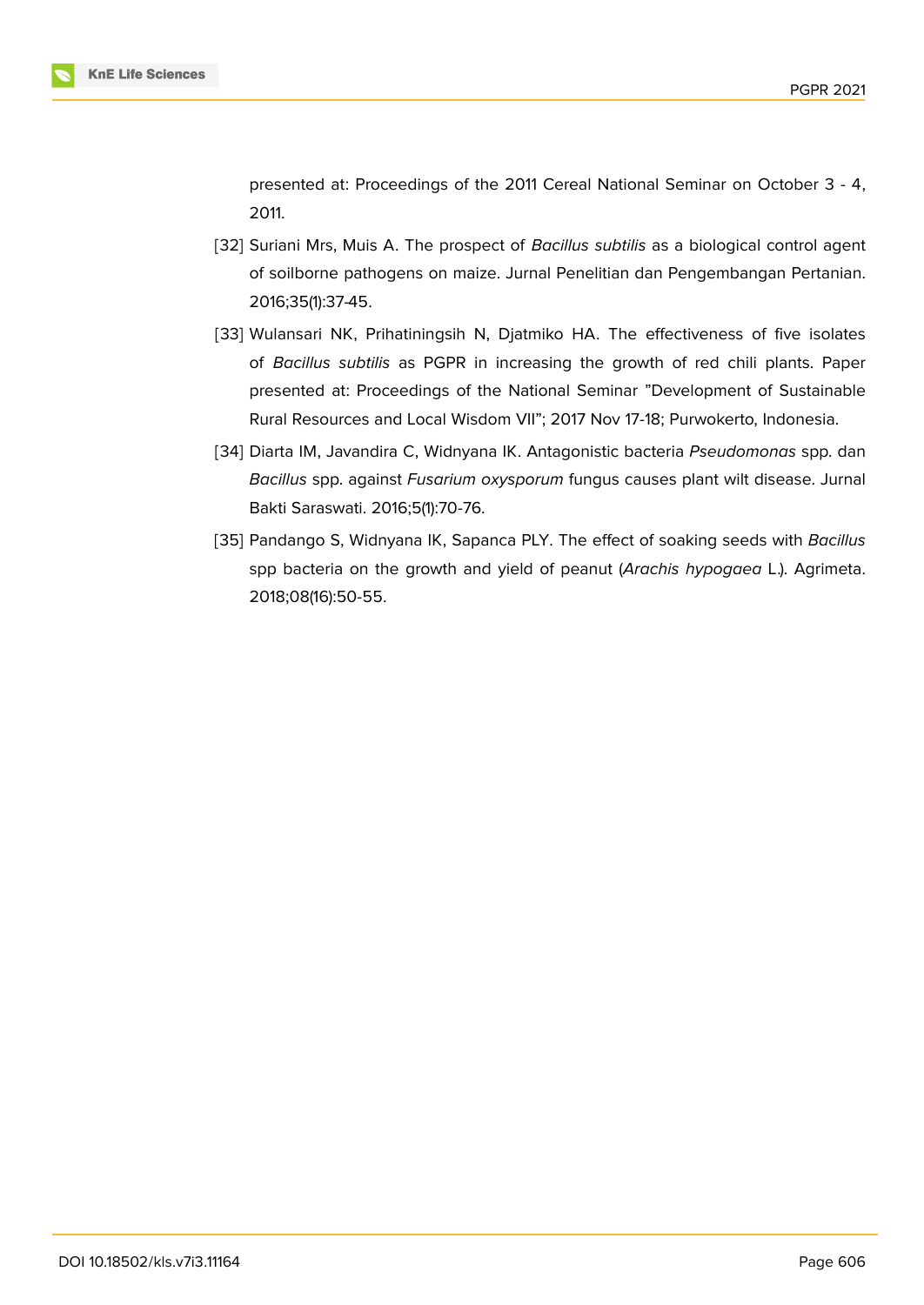presented at: Proceedings of the 2011 Cereal National Seminar on October 3 - 4, 2011.

[32] Suriani Mrs, Muis A. The prospect of *Bacillus subtilis* as a biological control agent of soilborne pathogens on maize. Jurnal Penelitian dan Pengembangan Pertanian. 2016;35(1):37-45.

[33] Wulansari NK, Prihatiningsih N, Djatmiko HA. The effectiveness of five isolates of *Bacillus subtilis* as PGPR in increasing the growth of red chili plants. Paper presented at: Proceedings of the National Seminar "Development of Sustainable Rural Resources and Local Wisdom VII"; 2017 Nov 17-18; Purwokerto, Indonesia.

[34] Diarta IM, Javandira C, Widnyana IK. Antagonistic bacteria *Pseudomonas* spp. dan *Bacillus* spp. against *Fusarium oxysporum* fungus causes plant wilt disease. Jurnal Bakti Saraswati. 2016;5(1):70-76.

[35] Pandango S, Widnyana IK, Sapanca PLY. The effect of soaking seeds with *Bacillus* spp bacteria on the growth and yield of peanut (*Arachis hypogaea* L.). Agrimeta. 2018;08(16):50-55.